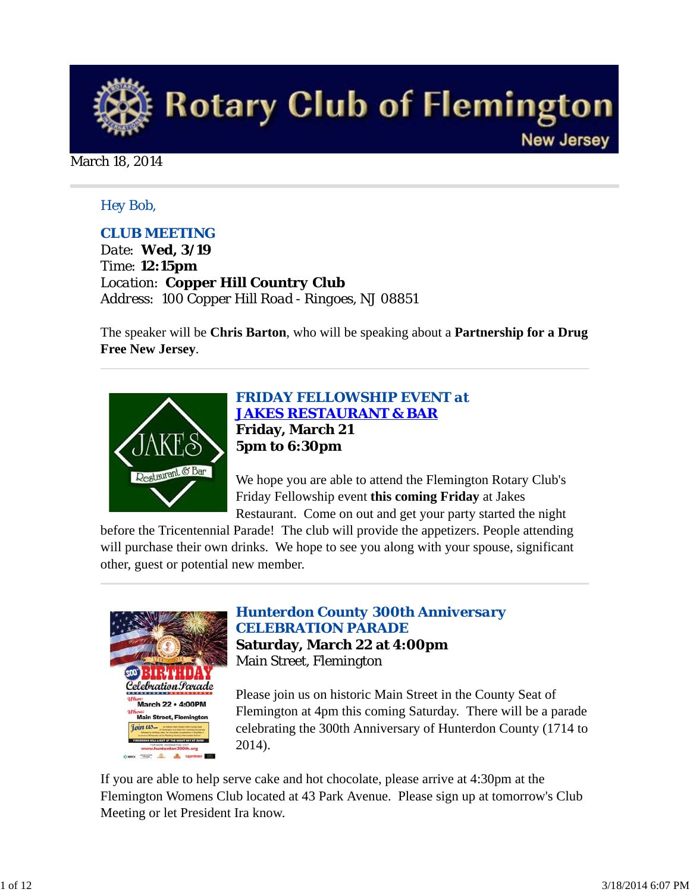# Rotary Club of Flemington

New Jersey

March 18, 2014

Hey Bob,

## CLUB MEETING

Date: **Wed, 3/19**
Time: **12:15pm**
Location: **Copper Hill Country Club**
Address: 100 Copper Hill Road - Ringoes, NJ 08851

The speaker will be **Chris Barton**, who will be speaking about a **Partnership for a Drug Free New Jersey**.

---

## FRIDAY FELLOWSHIP EVENT at JAKES RESTAURANT & BAR

**Friday, March 21**
**5pm to 6:30pm**

We hope you are able to attend the Flemington Rotary Club's Friday Fellowship event **this coming Friday** at Jakes Restaurant. Come on out and get your party started the night before the Tricentennial Parade! The club will provide the appetizers. People attending will purchase their own drinks. We hope to see you along with your spouse, significant other, guest or potential new member.

---

## Hunterdon County 300th Anniversary CELEBRATION PARADE

**Saturday, March 22 at 4:00pm**
Main Street, Flemington

Please join us on historic Main Street in the County Seat of Flemington at 4pm this coming Saturday. There will be a parade celebrating the 300th Anniversary of Hunterdon County (1714 to 2014).

If you are able to help serve cake and hot chocolate, please arrive at 4:30pm at the Flemington Womens Club located at 43 Park Avenue. Please sign up at tomorrow's Club Meeting or let President Ira know.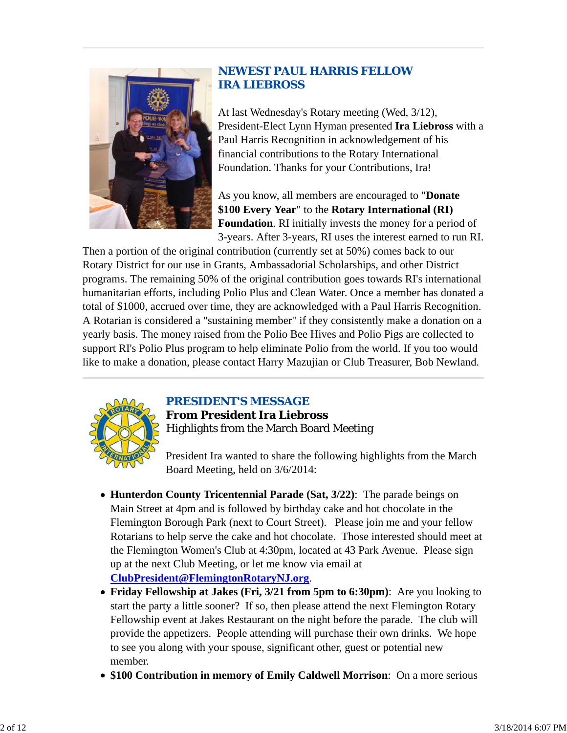## NEWEST PAUL HARRIS FELLOW IRA LIEBROSS

At last Wednesday's Rotary meeting (Wed, 3/12), President-Elect Lynn Hyman presented **Ira Liebross** with a Paul Harris Recognition in acknowledgement of his financial contributions to the Rotary International Foundation. Thanks for your Contributions, Ira!

As you know, all members are encouraged to "**Donate $100 Every Year**" to the **Rotary International (RI) Foundation**. RI initially invests the money for a period of 3-years. After 3-years, RI uses the interest earned to run RI. Then a portion of the original contribution (currently set at 50%) comes back to our Rotary District for our use in Grants, Ambassadorial Scholarships, and other District programs. The remaining 50% of the original contribution goes towards RI's international humanitarian efforts, including Polio Plus and Clean Water. Once a member has donated a total of $1000, accrued over time, they are acknowledged with a Paul Harris Recognition. A Rotarian is considered a "sustaining member" if they consistently make a donation on a yearly basis. The money raised from the Polio Bee Hives and Polio Pigs are collected to support RI's Polio Plus program to help eliminate Polio from the world. If you too would like to make a donation, please contact Harry Mazujian or Club Treasurer, Bob Newland.

## PRESIDENT'S MESSAGE

**From President Ira Liebross**

Highlights from the March Board Meeting

President Ira wanted to share the following highlights from the March Board Meeting, held on 3/6/2014:

- **Hunterdon County Tricentennial Parade (Sat, 3/22)**: The parade beings on Main Street at 4pm and is followed by birthday cake and hot chocolate in the Flemington Borough Park (next to Court Street). Please join me and your fellow Rotarians to help serve the cake and hot chocolate. Those interested should meet at the Flemington Women's Club at 4:30pm, located at 43 Park Avenue. Please sign up at the next Club Meeting, or let me know via email at **ClubPresident@FlemingtonRotaryNJ.org**.
- **Friday Fellowship at Jakes (Fri, 3/21 from 5pm to 6:30pm)**: Are you looking to start the party a little sooner? If so, then please attend the next Flemington Rotary Fellowship event at Jakes Restaurant on the night before the parade. The club will provide the appetizers. People attending will purchase their own drinks. We hope to see you along with your spouse, significant other, guest or potential new member.
- **$100 Contribution in memory of Emily Caldwell Morrison**: On a more serious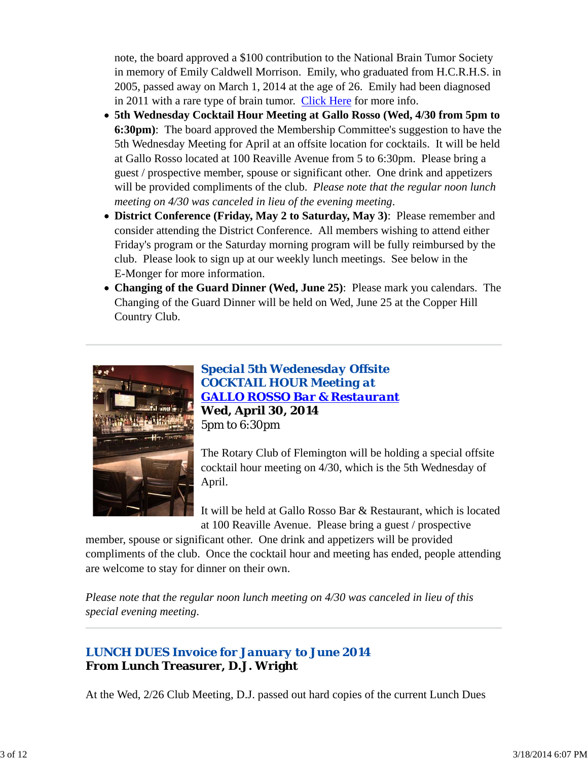note, the board approved a $100 contribution to the National Brain Tumor Society in memory of Emily Caldwell Morrison. Emily, who graduated from H.C.R.H.S. in 2005, passed away on March 1, 2014 at the age of 26. Emily had been diagnosed in 2011 with a rare type of brain tumor. Click Here for more info.

- **5th Wednesday Cocktail Hour Meeting at Gallo Rosso (Wed, 4/30 from 5pm to 6:30pm)**: The board approved the Membership Committee's suggestion to have the 5th Wednesday Meeting for April at an offsite location for cocktails. It will be held at Gallo Rosso located at 100 Reaville Avenue from 5 to 6:30pm. Please bring a guest / prospective member, spouse or significant other. One drink and appetizers will be provided compliments of the club. *Please note that the regular noon lunch meeting on 4/30 was canceled in lieu of the evening meeting*.
- **District Conference (Friday, May 2 to Saturday, May 3)**: Please remember and consider attending the District Conference. All members wishing to attend either Friday's program or the Saturday morning program will be fully reimbursed by the club. Please look to sign up at our weekly lunch meetings. See below in the E-Monger for more information.
- **Changing of the Guard Dinner (Wed, June 25)**: Please mark you calendars. The Changing of the Guard Dinner will be held on Wed, June 25 at the Copper Hill Country Club.

---

### *Special 5th Wedenesday Offsite COCKTAIL HOUR Meeting at GALLO ROSSO Bar & Restaurant*

**Wed, April 30, 2014**
5pm to 6:30pm

The Rotary Club of Flemington will be holding a special offsite cocktail hour meeting on 4/30, which is the 5th Wednesday of April.

It will be held at Gallo Rosso Bar & Restaurant, which is located at 100 Reaville Avenue. Please bring a guest / prospective member, spouse or significant other. One drink and appetizers will be provided compliments of the club. Once the cocktail hour and meeting has ended, people attending are welcome to stay for dinner on their own.

*Please note that the regular noon lunch meeting on 4/30 was canceled in lieu of this special evening meeting*.

---

### LUNCH DUES Invoice for January to June 2014
**From Lunch Treasurer, D.J. Wright**

At the Wed, 2/26 Club Meeting, D.J. passed out hard copies of the current Lunch Dues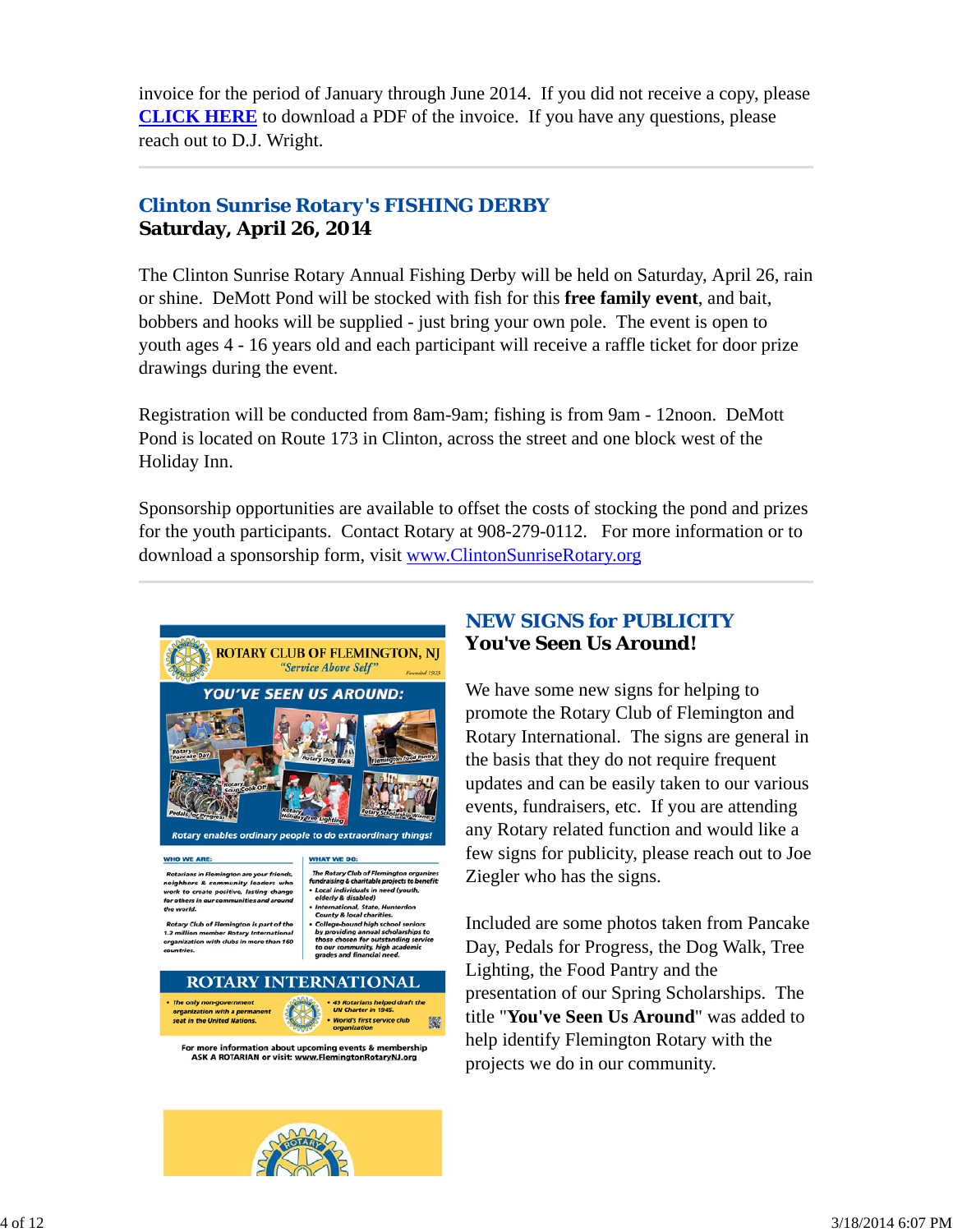invoice for the period of January through June 2014. If you did not receive a copy, please **CLICK HERE** to download a PDF of the invoice. If you have any questions, please reach out to D.J. Wright.

---

## Clinton Sunrise Rotary's FISHING DERBY
**Saturday, April 26, 2014**

The Clinton Sunrise Rotary Annual Fishing Derby will be held on Saturday, April 26, rain or shine. DeMott Pond will be stocked with fish for this **free family event**, and bait, bobbers and hooks will be supplied - just bring your own pole. The event is open to youth ages 4 - 16 years old and each participant will receive a raffle ticket for door prize drawings during the event.

Registration will be conducted from 8am-9am; fishing is from 9am - 12noon. DeMott Pond is located on Route 173 in Clinton, across the street and one block west of the Holiday Inn.

Sponsorship opportunities are available to offset the costs of stocking the pond and prizes for the youth participants. Contact Rotary at 908-279-0112. For more information or to download a sponsorship form, visit www.ClintonSunriseRotary.org

---

## NEW SIGNS for PUBLICITY
**You've Seen Us Around!**

We have some new signs for helping to promote the Rotary Club of Flemington and Rotary International. The signs are general in the basis that they do not require frequent updates and can be easily taken to our various events, fundraisers, etc. If you are attending any Rotary related function and would like a few signs for publicity, please reach out to Joe Ziegler who has the signs.

Included are some photos taken from Pancake Day, Pedals for Progress, the Dog Walk, Tree Lighting, the Food Pantry and the presentation of our Spring Scholarships. The title "**You've Seen Us Around**" was added to help identify Flemington Rotary with the projects we do in our community.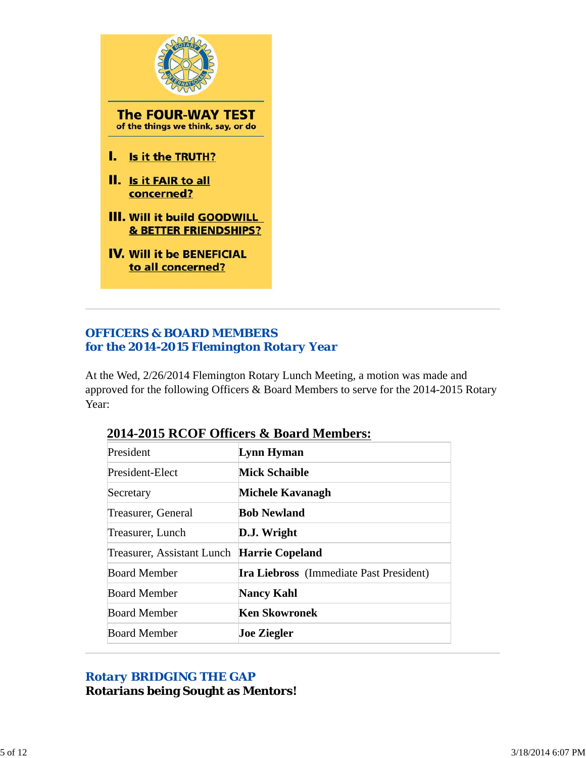**The FOUR-WAY TEST**
**of the things we think, say, or do**

**I.** **Is it the TRUTH?**

**II.** **Is it FAIR to all concerned?**

**III.** **Will it build GOODWILL & BETTER FRIENDSHIPS?**

**IV.** **Will it be BENEFICIAL to all concerned?**

---

## OFFICERS & BOARD MEMBERS
## *for the 2014-2015 Flemington Rotary Year*

At the Wed, 2/26/2014 Flemington Rotary Lunch Meeting, a motion was made and approved for the following Officers & Board Members to serve for the 2014-2015 Rotary Year:

### 2014-2015 RCOF Officers & Board Members:

| Position | Name |
|---|---|
| President | **Lynn Hyman** |
| President-Elect | **Mick Schaible** |
| Secretary | **Michele Kavanagh** |
| Treasurer, General | **Bob Newland** |
| Treasurer, Lunch | **D.J. Wright** |
| Treasurer, Assistant Lunch | **Harrie Copeland** |
| Board Member | **Ira Liebross** (Immediate Past President) |
| Board Member | **Nancy Kahl** |
| Board Member | **Ken Skowronek** |
| Board Member | **Joe Ziegler** |

---

## Rotary BRIDGING THE GAP
**Rotarians being Sought as Mentors!**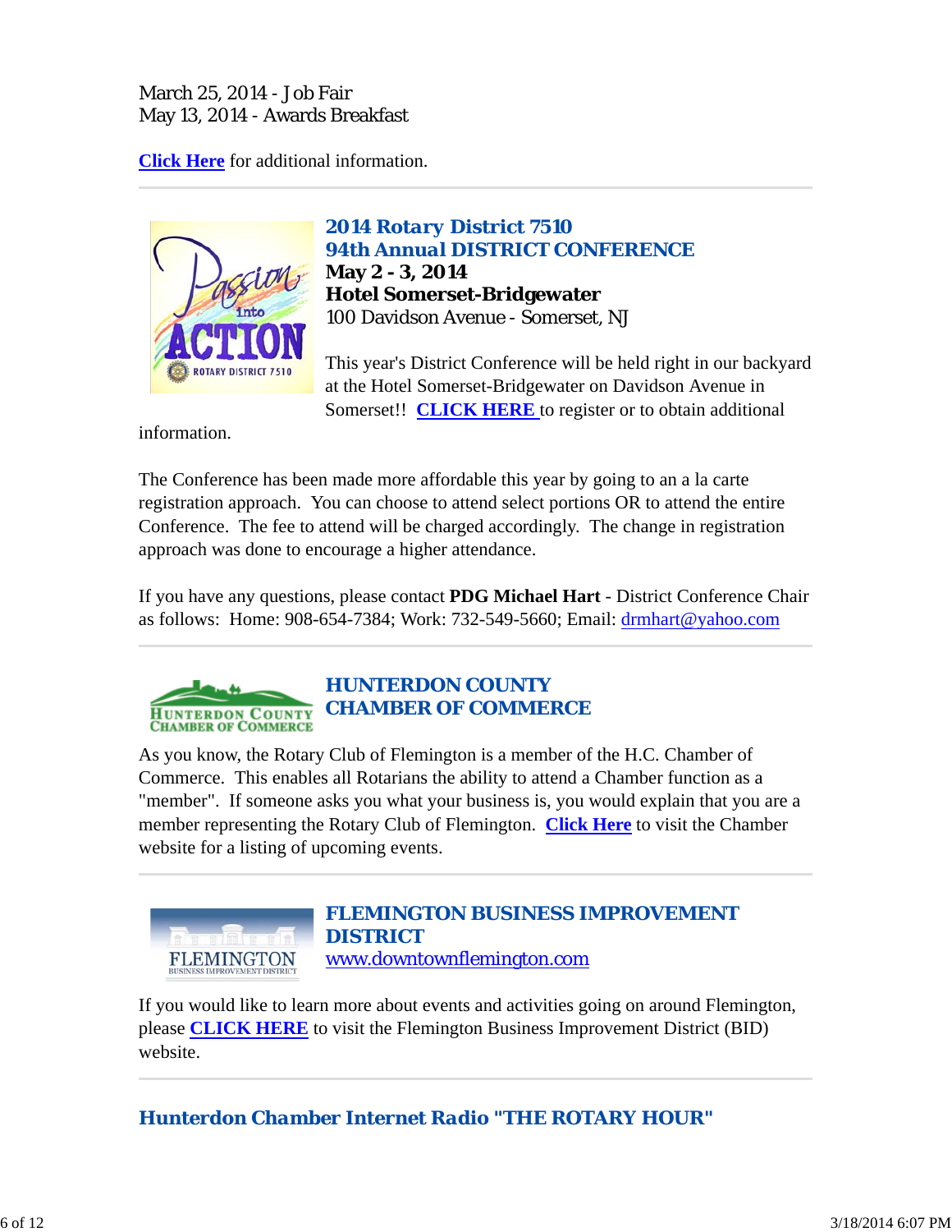March 25, 2014 - Job Fair
May 13, 2014 - Awards Breakfast

**Click Here** for additional information.

---

### 2014 Rotary District 7510
### 94th Annual DISTRICT CONFERENCE

**May 2 - 3, 2014**
**Hotel Somerset-Bridgewater**
100 Davidson Avenue - Somerset, NJ

This year's District Conference will be held right in our backyard at the Hotel Somerset-Bridgewater on Davidson Avenue in Somerset!! **CLICK HERE** to register or to obtain additional information.

The Conference has been made more affordable this year by going to an a la carte registration approach. You can choose to attend select portions OR to attend the entire Conference. The fee to attend will be charged accordingly. The change in registration approach was done to encourage a higher attendance.

If you have any questions, please contact **PDG Michael Hart** - District Conference Chair as follows: Home: 908-654-7384; Work: 732-549-5660; Email: drmhart@yahoo.com

---

### HUNTERDON COUNTY CHAMBER OF COMMERCE

As you know, the Rotary Club of Flemington is a member of the H.C. Chamber of Commerce. This enables all Rotarians the ability to attend a Chamber function as a "member". If someone asks you what your business is, you would explain that you are a member representing the Rotary Club of Flemington. **Click Here** to visit the Chamber website for a listing of upcoming events.

---

### FLEMINGTON BUSINESS IMPROVEMENT DISTRICT

www.downtownflemington.com

If you would like to learn more about events and activities going on around Flemington, please **CLICK HERE** to visit the Flemington Business Improvement District (BID) website.

---

### Hunterdon Chamber Internet Radio "THE ROTARY HOUR"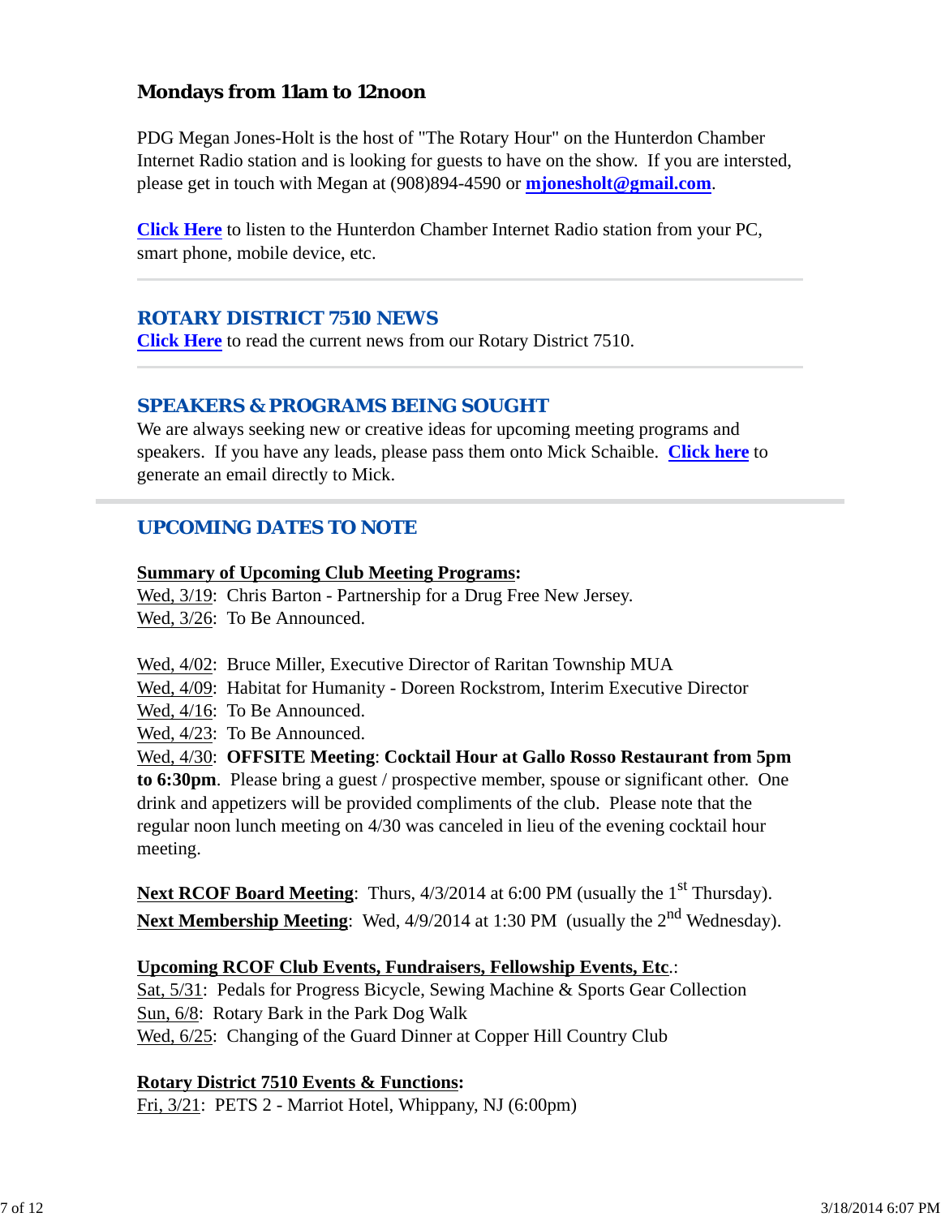### Mondays from 11am to 12noon

PDG Megan Jones-Holt is the host of "The Rotary Hour" on the Hunterdon Chamber Internet Radio station and is looking for guests to have on the show. If you are intersted, please get in touch with Megan at (908)894-4590 or **mjonesholt@gmail.com**.

**Click Here** to listen to the Hunterdon Chamber Internet Radio station from your PC, smart phone, mobile device, etc.

---

## ROTARY DISTRICT 7510 NEWS

**Click Here** to read the current news from our Rotary District 7510.

---

## SPEAKERS & PROGRAMS BEING SOUGHT

We are always seeking new or creative ideas for upcoming meeting programs and speakers. If you have any leads, please pass them onto Mick Schaible. **Click here** to generate an email directly to Mick.

---

## UPCOMING DATES TO NOTE

**Summary of Upcoming Club Meeting Programs:**

Wed, 3/19: Chris Barton - Partnership for a Drug Free New Jersey.
Wed, 3/26: To Be Announced.

Wed, 4/02: Bruce Miller, Executive Director of Raritan Township MUA
Wed, 4/09: Habitat for Humanity - Doreen Rockstrom, Interim Executive Director
Wed, 4/16: To Be Announced.
Wed, 4/23: To Be Announced.
Wed, 4/30: **OFFSITE Meeting**: **Cocktail Hour at Gallo Rosso Restaurant from 5pm to 6:30pm**. Please bring a guest / prospective member, spouse or significant other. One drink and appetizers will be provided compliments of the club. Please note that the regular noon lunch meeting on 4/30 was canceled in lieu of the evening cocktail hour meeting.

**Next RCOF Board Meeting**: Thurs, 4/3/2014 at 6:00 PM (usually the 1st Thursday).
**Next Membership Meeting**: Wed, 4/9/2014 at 1:30 PM (usually the 2nd Wednesday).

**Upcoming RCOF Club Events, Fundraisers, Fellowship Events, Etc.**:

Sat, 5/31: Pedals for Progress Bicycle, Sewing Machine & Sports Gear Collection
Sun, 6/8: Rotary Bark in the Park Dog Walk
Wed, 6/25: Changing of the Guard Dinner at Copper Hill Country Club

**Rotary District 7510 Events & Functions:**

Fri, 3/21: PETS 2 - Marriot Hotel, Whippany, NJ (6:00pm)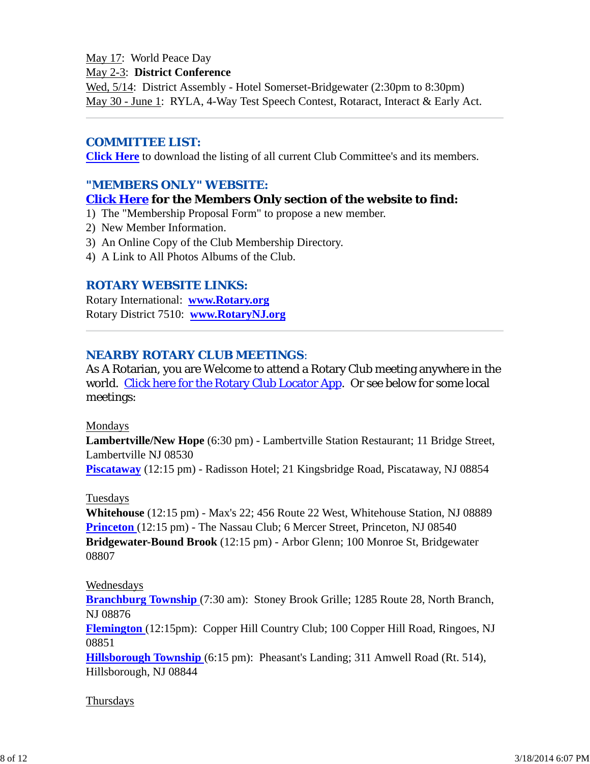May 17:  World Peace Day
May 2-3:  **District Conference**
Wed, 5/14:  District Assembly - Hotel Somerset-Bridgewater (2:30pm to 8:30pm)
May 30 - June 1:  RYLA, 4-Way Test Speech Contest, Rotaract, Interact & Early Act.

---

## COMMITTEE LIST:

**Click Here** to download the listing of all current Club Committee's and its members.

## "MEMBERS ONLY" WEBSITE:

**Click Here for the Members Only section of the website to find:**

1) The "Membership Proposal Form" to propose a new member.
2) New Member Information.
3) An Online Copy of the Club Membership Directory.
4) A Link to All Photos Albums of the Club.

## ROTARY WEBSITE LINKS:

Rotary International:  **www.Rotary.org**
Rotary District 7510:  **www.RotaryNJ.org**

---

## NEARBY ROTARY CLUB MEETINGS:

As A Rotarian, you are Welcome to attend a Rotary Club meeting anywhere in the world.  Click here for the Rotary Club Locator App.  Or see below for some local meetings:

Mondays
**Lambertville/New Hope** (6:30 pm) - Lambertville Station Restaurant; 11 Bridge Street, Lambertville NJ 08530
**Piscataway** (12:15 pm) - Radisson Hotel; 21 Kingsbridge Road, Piscataway, NJ 08854

Tuesdays
**Whitehouse** (12:15 pm) - Max's 22; 456 Route 22 West, Whitehouse Station, NJ 08889
**Princeton** (12:15 pm) - The Nassau Club; 6 Mercer Street, Princeton, NJ 08540
**Bridgewater-Bound Brook** (12:15 pm) - Arbor Glenn; 100 Monroe St, Bridgewater 08807

Wednesdays
**Branchburg Township** (7:30 am):  Stoney Brook Grille; 1285 Route 28, North Branch, NJ 08876
**Flemington** (12:15pm):  Copper Hill Country Club; 100 Copper Hill Road, Ringoes, NJ 08851
**Hillsborough Township** (6:15 pm):  Pheasant's Landing; 311 Amwell Road (Rt. 514), Hillsborough, NJ 08844

Thursdays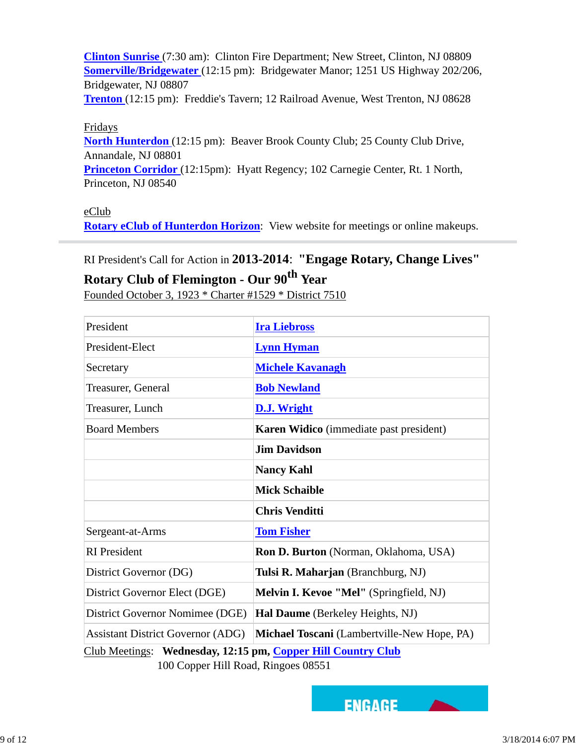**Clinton Sunrise** (7:30 am): Clinton Fire Department; New Street, Clinton, NJ 08809
**Somerville/Bridgewater** (12:15 pm): Bridgewater Manor; 1251 US Highway 202/206, Bridgewater, NJ 08807
**Trenton** (12:15 pm): Freddie's Tavern; 12 Railroad Avenue, West Trenton, NJ 08628

Fridays
**North Hunterdon** (12:15 pm): Beaver Brook County Club; 25 County Club Drive, Annandale, NJ 08801
**Princeton Corridor** (12:15pm): Hyatt Regency; 102 Carnegie Center, Rt. 1 North, Princeton, NJ 08540

eClub
**Rotary eClub of Hunterdon Horizon**: View website for meetings or online makeups.

---

RI President's Call for Action in **2013-2014**: **"Engage Rotary, Change Lives"**

**Rotary Club of Flemington - Our 90th Year**

Founded October 3, 1923 * Charter #1529 * District 7510

| | |
|---|---|
| President | **Ira Liebross** |
| President-Elect | **Lynn Hyman** |
| Secretary | **Michele Kavanagh** |
| Treasurer, General | **Bob Newland** |
| Treasurer, Lunch | **D.J. Wright** |
| Board Members | **Karen Widico** (immediate past president) |
| | **Jim Davidson** |
| | **Nancy Kahl** |
| | **Mick Schaible** |
| | **Chris Venditti** |
| Sergeant-at-Arms | **Tom Fisher** |
| RI President | **Ron D. Burton** (Norman, Oklahoma, USA) |
| District Governor (DG) | **Tulsi R. Maharjan** (Branchburg, NJ) |
| District Governor Elect (DGE) | **Melvin I. Kevoe "Mel"** (Springfield, NJ) |
| District Governor Nomimee (DGE) | **Hal Daume** (Berkeley Heights, NJ) |
| Assistant District Governor (ADG) | **Michael Toscani** (Lambertville-New Hope, PA) |

Club Meetings: **Wednesday, 12:15 pm, Copper Hill Country Club**
100 Copper Hill Road, Ringoes 08551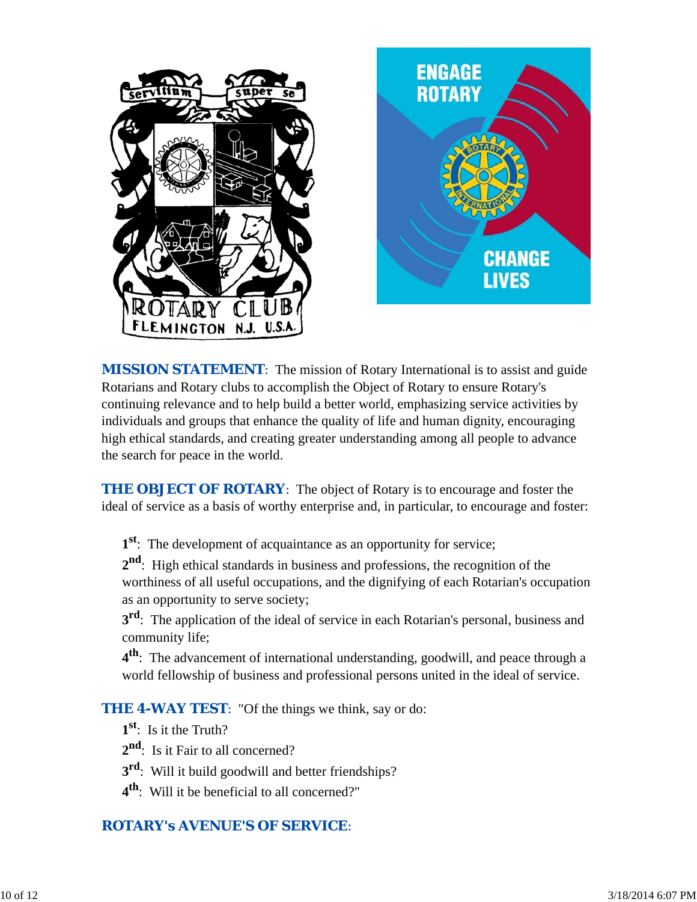**MISSION STATEMENT**: The mission of Rotary International is to assist and guide Rotarians and Rotary clubs to accomplish the Object of Rotary to ensure Rotary's continuing relevance and to help build a better world, emphasizing service activities by individuals and groups that enhance the quality of life and human dignity, encouraging high ethical standards, and creating greater understanding among all people to advance the search for peace in the world.

**THE OBJECT OF ROTARY**: The object of Rotary is to encourage and foster the ideal of service as a basis of worthy enterprise and, in particular, to encourage and foster:

**1st**: The development of acquaintance as an opportunity for service;

**2nd**: High ethical standards in business and professions, the recognition of the worthiness of all useful occupations, and the dignifying of each Rotarian's occupation as an opportunity to serve society;

**3rd**: The application of the ideal of service in each Rotarian's personal, business and community life;

**4th**: The advancement of international understanding, goodwill, and peace through a world fellowship of business and professional persons united in the ideal of service.

**THE 4-WAY TEST**: "Of the things we think, say or do:

**1st**: Is it the Truth?

**2nd**: Is it Fair to all concerned?

**3rd**: Will it build goodwill and better friendships?

**4th**: Will it be beneficial to all concerned?"

**ROTARY's AVENUE'S OF SERVICE**: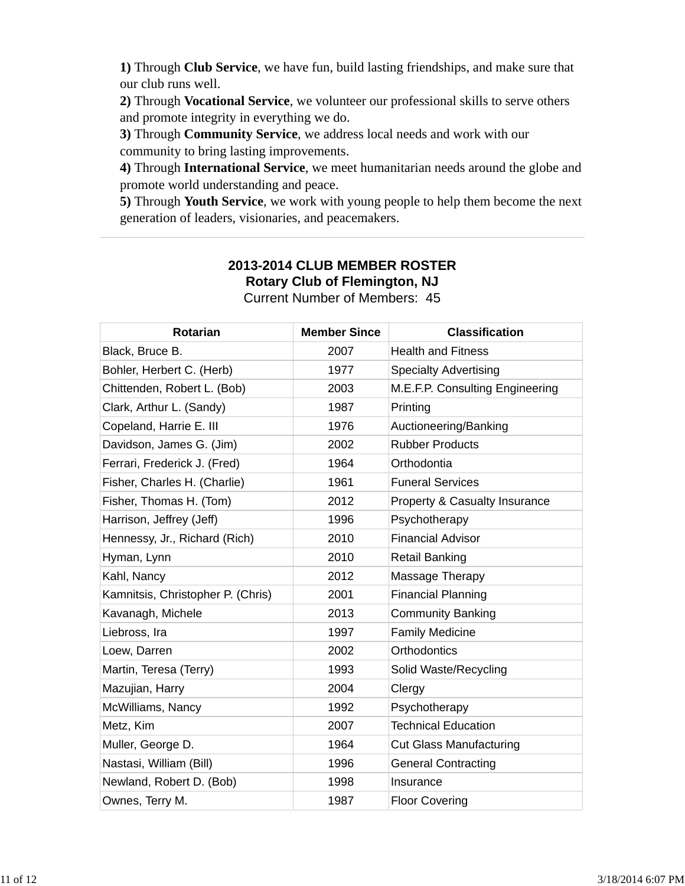**1)** Through **Club Service**, we have fun, build lasting friendships, and make sure that our club runs well.
**2)** Through **Vocational Service**, we volunteer our professional skills to serve others and promote integrity in everything we do.
**3)** Through **Community Service**, we address local needs and work with our community to bring lasting improvements.
**4)** Through **International Service**, we meet humanitarian needs around the globe and promote world understanding and peace.
**5)** Through **Youth Service**, we work with young people to help them become the next generation of leaders, visionaries, and peacemakers.

---

## 2013-2014 CLUB MEMBER ROSTER
## Rotary Club of Flemington, NJ

Current Number of Members: 45

| Rotarian | Member Since | Classification |
|---|---|---|
| Black, Bruce B. | 2007 | Health and Fitness |
| Bohler, Herbert C. (Herb) | 1977 | Specialty Advertising |
| Chittenden, Robert L. (Bob) | 2003 | M.E.F.P. Consulting Engineering |
| Clark, Arthur L. (Sandy) | 1987 | Printing |
| Copeland, Harrie E. III | 1976 | Auctioneering/Banking |
| Davidson, James G. (Jim) | 2002 | Rubber Products |
| Ferrari, Frederick J. (Fred) | 1964 | Orthodontia |
| Fisher, Charles H. (Charlie) | 1961 | Funeral Services |
| Fisher, Thomas H. (Tom) | 2012 | Property & Casualty Insurance |
| Harrison, Jeffrey (Jeff) | 1996 | Psychotherapy |
| Hennessy, Jr., Richard (Rich) | 2010 | Financial Advisor |
| Hyman, Lynn | 2010 | Retail Banking |
| Kahl, Nancy | 2012 | Massage Therapy |
| Kamnitsis, Christopher P. (Chris) | 2001 | Financial Planning |
| Kavanagh, Michele | 2013 | Community Banking |
| Liebross, Ira | 1997 | Family Medicine |
| Loew, Darren | 2002 | Orthodontics |
| Martin, Teresa (Terry) | 1993 | Solid Waste/Recycling |
| Mazujian, Harry | 2004 | Clergy |
| McWilliams, Nancy | 1992 | Psychotherapy |
| Metz, Kim | 2007 | Technical Education |
| Muller, George D. | 1964 | Cut Glass Manufacturing |
| Nastasi, William (Bill) | 1996 | General Contracting |
| Newland, Robert D. (Bob) | 1998 | Insurance |
| Ownes, Terry M. | 1987 | Floor Covering |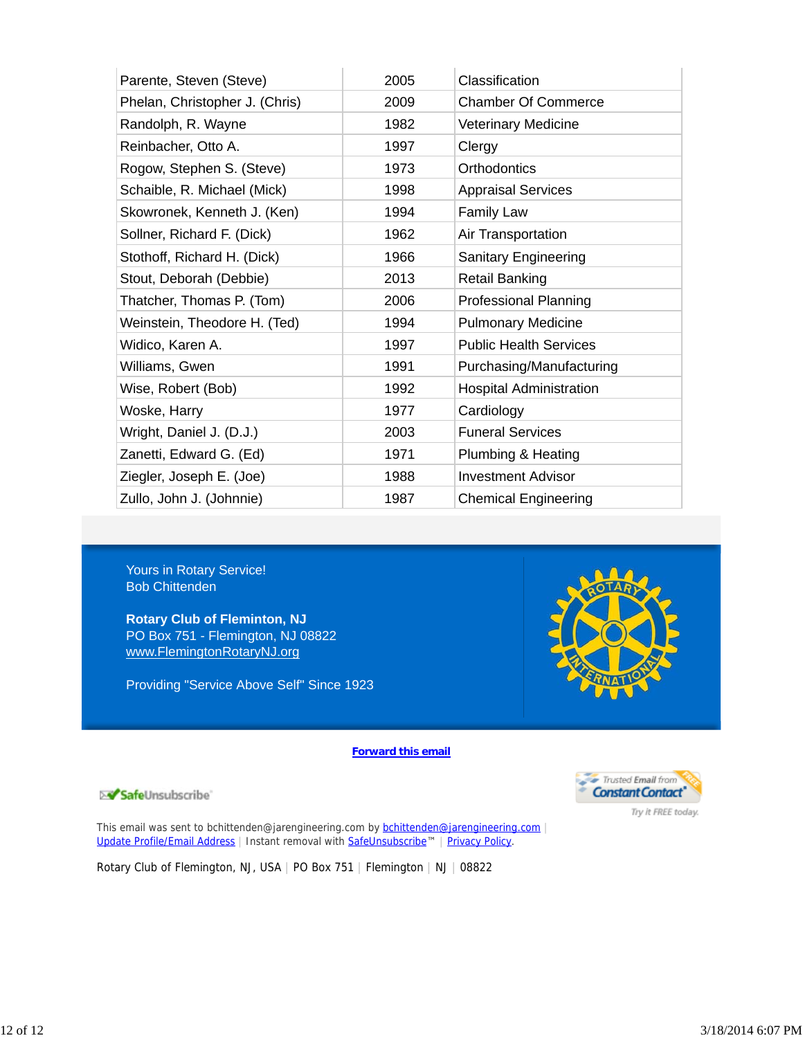| | | |
|---|---|---|
| Parente, Steven (Steve) | 2005 | Classification |
| Phelan, Christopher J. (Chris) | 2009 | Chamber Of Commerce |
| Randolph, R. Wayne | 1982 | Veterinary Medicine |
| Reinbacher, Otto A. | 1997 | Clergy |
| Rogow, Stephen S. (Steve) | 1973 | Orthodontics |
| Schaible, R. Michael (Mick) | 1998 | Appraisal Services |
| Skowronek, Kenneth J. (Ken) | 1994 | Family Law |
| Sollner, Richard F. (Dick) | 1962 | Air Transportation |
| Stothoff, Richard H. (Dick) | 1966 | Sanitary Engineering |
| Stout, Deborah (Debbie) | 2013 | Retail Banking |
| Thatcher, Thomas P. (Tom) | 2006 | Professional Planning |
| Weinstein, Theodore H. (Ted) | 1994 | Pulmonary Medicine |
| Widico, Karen A. | 1997 | Public Health Services |
| Williams, Gwen | 1991 | Purchasing/Manufacturing |
| Wise, Robert (Bob) | 1992 | Hospital Administration |
| Woske, Harry | 1977 | Cardiology |
| Wright, Daniel J. (D.J.) | 2003 | Funeral Services |
| Zanetti, Edward G. (Ed) | 1971 | Plumbing & Heating |
| Ziegler, Joseph E. (Joe) | 1988 | Investment Advisor |
| Zullo, John J. (Johnnie) | 1987 | Chemical Engineering |

Yours in Rotary Service!
Bob Chittenden

**Rotary Club of Fleminton, NJ**
PO Box 751 - Flemington, NJ 08822
www.FlemingtonRotaryNJ.org

Providing "Service Above Self" Since 1923

**Forward this email**

SafeUnsubscribe

Trusted Email from Constant Contact
Try it FREE today.

This email was sent to bchittenden@jarengineering.com by bchittenden@jarengineering.com | Update Profile/Email Address | Instant removal with SafeUnsubscribe™ | Privacy Policy.

Rotary Club of Flemington, NJ, USA | PO Box 751 | Flemington | NJ | 08822